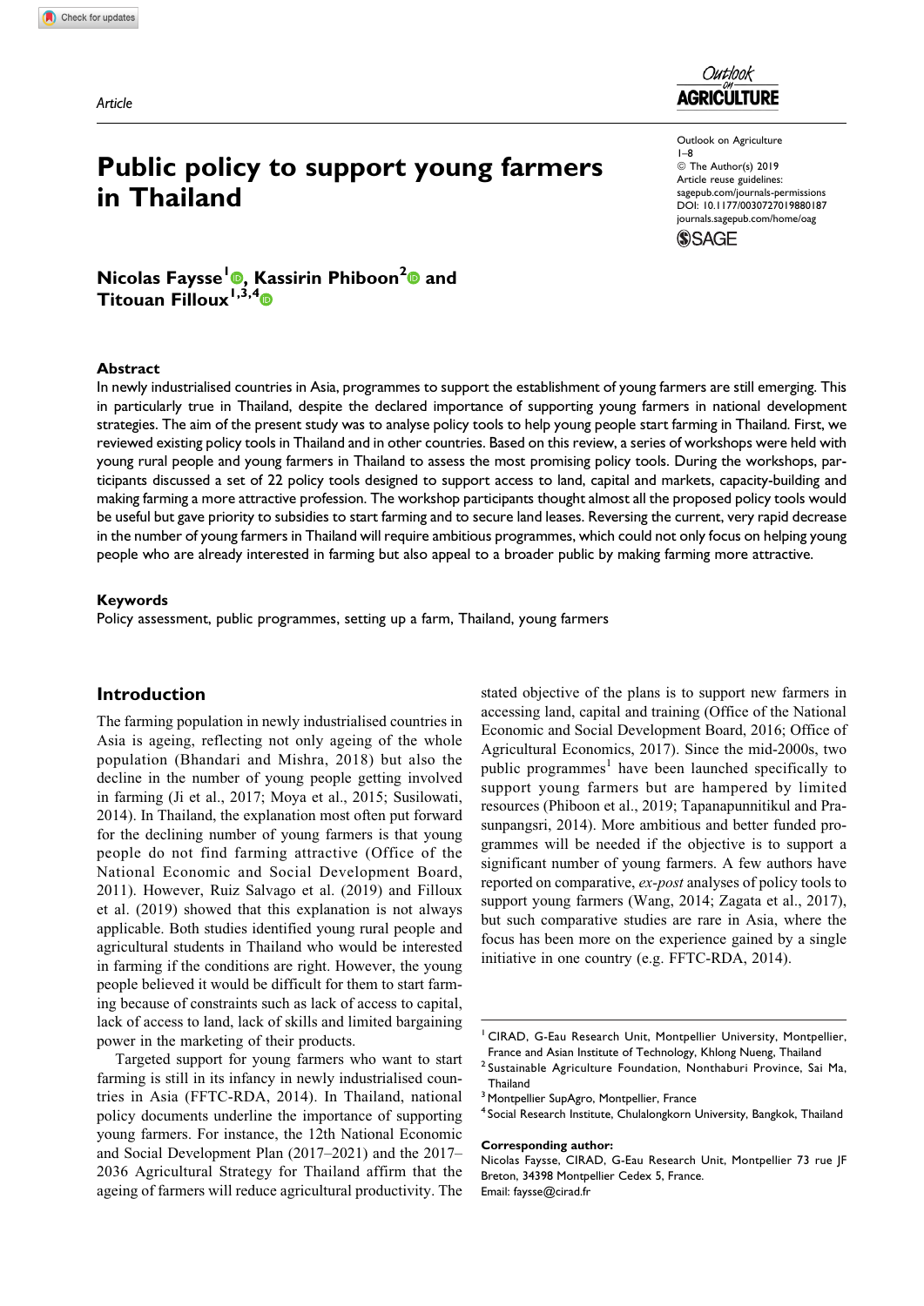Article

# Public policy to support young farmers in Thailand

**Nicolas Faysse[1], Kassirin Phiboon[2] and Titouan Filloux[1,3,4]**

Outlook on Agriculture
1–8
© The Author(s) 2019
Article reuse guidelines:
sagepub.com/journals-permissions
DOI: 10.1177/0030727019880187
journals.sagepub.com/home/oag

## Abstract

In newly industrialised countries in Asia, programmes to support the establishment of young farmers are still emerging. This in particularly true in Thailand, despite the declared importance of supporting young farmers in national development strategies. The aim of the present study was to analyse policy tools to help young people start farming in Thailand. First, we reviewed existing policy tools in Thailand and in other countries. Based on this review, a series of workshops were held with young rural people and young farmers in Thailand to assess the most promising policy tools. During the workshops, participants discussed a set of 22 policy tools designed to support access to land, capital and markets, capacity-building and making farming a more attractive profession. The workshop participants thought almost all the proposed policy tools would be useful but gave priority to subsidies to start farming and to secure land leases. Reversing the current, very rapid decrease in the number of young farmers in Thailand will require ambitious programmes, which could not only focus on helping young people who are already interested in farming but also appeal to a broader public by making farming more attractive.

### Keywords

Policy assessment, public programmes, setting up a farm, Thailand, young farmers

## Introduction

The farming population in newly industrialised countries in Asia is ageing, reflecting not only ageing of the whole population (Bhandari and Mishra, 2018) but also the decline in the number of young people getting involved in farming (Ji et al., 2017; Moya et al., 2015; Susilowati, 2014). In Thailand, the explanation most often put forward for the declining number of young farmers is that young people do not find farming attractive (Office of the National Economic and Social Development Board, 2011). However, Ruiz Salvago et al. (2019) and Filloux et al. (2019) showed that this explanation is not always applicable. Both studies identified young rural people and agricultural students in Thailand who would be interested in farming if the conditions are right. However, the young people believed it would be difficult for them to start farming because of constraints such as lack of access to capital, lack of access to land, lack of skills and limited bargaining power in the marketing of their products.

Targeted support for young farmers who want to start farming is still in its infancy in newly industrialised countries in Asia (FFTC-RDA, 2014). In Thailand, national policy documents underline the importance of supporting young farmers. For instance, the 12th National Economic and Social Development Plan (2017–2021) and the 2017–2036 Agricultural Strategy for Thailand affirm that the ageing of farmers will reduce agricultural productivity. The stated objective of the plans is to support new farmers in accessing land, capital and training (Office of the National Economic and Social Development Board, 2016; Office of Agricultural Economics, 2017). Since the mid-2000s, two public programmes[1] have been launched specifically to support young farmers but are hampered by limited resources (Phiboon et al., 2019; Tapanapunnitikul and Prasunpangsri, 2014). More ambitious and better funded programmes will be needed if the objective is to support a significant number of young farmers. A few authors have reported on comparative, *ex-post* analyses of policy tools to support young farmers (Wang, 2014; Zagata et al., 2017), but such comparative studies are rare in Asia, where the focus has been more on the experience gained by a single initiative in one country (e.g. FFTC-RDA, 2014).

---

[1] CIRAD, G-Eau Research Unit, Montpellier University, Montpellier, France and Asian Institute of Technology, Khlong Nueng, Thailand
[2] Sustainable Agriculture Foundation, Nonthaburi Province, Sai Ma, Thailand
[3] Montpellier SupAgro, Montpellier, France
[4] Social Research Institute, Chulalongkorn University, Bangkok, Thailand

**Corresponding author:**
Nicolas Faysse, CIRAD, G-Eau Research Unit, Montpellier 73 rue JF Breton, 34398 Montpellier Cedex 5, France.
Email: faysse@cirad.fr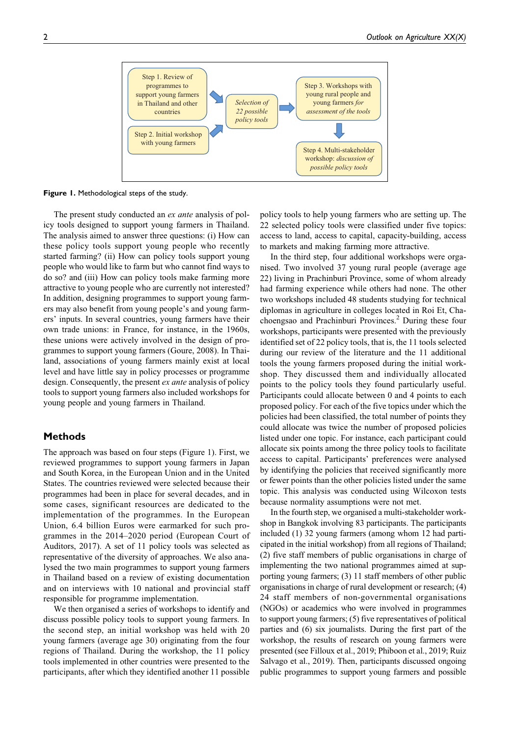Step 1. Review of programmes to support young farmers in Thailand and other countries

Step 2. Initial workshop with young farmers

*Selection of 22 possible policy tools*

Step 3. Workshops with young rural people and young farmers *for assessment of the tools*

Step 4. Multi-stakeholder workshop: *discussion of possible policy tools*

**Figure 1.** Methodological steps of the study.

The present study conducted an *ex ante* analysis of policy tools designed to support young farmers in Thailand. The analysis aimed to answer three questions: (i) How can these policy tools support young people who recently started farming? (ii) How can policy tools support young people who would like to farm but who cannot find ways to do so? and (iii) How can policy tools make farming more attractive to young people who are currently not interested? In addition, designing programmes to support young farmers may also benefit from young people's and young farmers' inputs. In several countries, young farmers have their own trade unions: in France, for instance, in the 1960s, these unions were actively involved in the design of programmes to support young farmers (Goure, 2008). In Thailand, associations of young farmers mainly exist at local level and have little say in policy processes or programme design. Consequently, the present *ex ante* analysis of policy tools to support young farmers also included workshops for young people and young farmers in Thailand.

## Methods

The approach was based on four steps (Figure 1). First, we reviewed programmes to support young farmers in Japan and South Korea, in the European Union and in the United States. The countries reviewed were selected because their programmes had been in place for several decades, and in some cases, significant resources are dedicated to the implementation of the programmes. In the European Union, 6.4 billion Euros were earmarked for such programmes in the 2014–2020 period (European Court of Auditors, 2017). A set of 11 policy tools was selected as representative of the diversity of approaches. We also analysed the two main programmes to support young farmers in Thailand based on a review of existing documentation and on interviews with 10 national and provincial staff responsible for programme implementation.

We then organised a series of workshops to identify and discuss possible policy tools to support young farmers. In the second step, an initial workshop was held with 20 young farmers (average age 30) originating from the four regions of Thailand. During the workshop, the 11 policy tools implemented in other countries were presented to the participants, after which they identified another 11 possible policy tools to help young farmers who are setting up. The 22 selected policy tools were classified under five topics: access to land, access to capital, capacity-building, access to markets and making farming more attractive.

In the third step, four additional workshops were organised. Two involved 37 young rural people (average age 22) living in Prachinburi Province, some of whom already had farming experience while others had none. The other two workshops included 48 students studying for technical diplomas in agriculture in colleges located in Roi Et, Chachoengsao and Prachinburi Provinces.[2] During these four workshops, participants were presented with the previously identified set of 22 policy tools, that is, the 11 tools selected during our review of the literature and the 11 additional tools the young farmers proposed during the initial workshop. They discussed them and individually allocated points to the policy tools they found particularly useful. Participants could allocate between 0 and 4 points to each proposed policy. For each of the five topics under which the policies had been classified, the total number of points they could allocate was twice the number of proposed policies listed under one topic. For instance, each participant could allocate six points among the three policy tools to facilitate access to capital. Participants' preferences were analysed by identifying the policies that received significantly more or fewer points than the other policies listed under the same topic. This analysis was conducted using Wilcoxon tests because normality assumptions were not met.

In the fourth step, we organised a multi-stakeholder workshop in Bangkok involving 83 participants. The participants included (1) 32 young farmers (among whom 12 had participated in the initial workshop) from all regions of Thailand; (2) five staff members of public organisations in charge of implementing the two national programmes aimed at supporting young farmers; (3) 11 staff members of other public organisations in charge of rural development or research; (4) 24 staff members of non-governmental organisations (NGOs) or academics who were involved in programmes to support young farmers; (5) five representatives of political parties and (6) six journalists. During the first part of the workshop, the results of research on young farmers were presented (see Filloux et al., 2019; Phiboon et al., 2019; Ruiz Salvago et al., 2019). Then, participants discussed ongoing public programmes to support young farmers and possible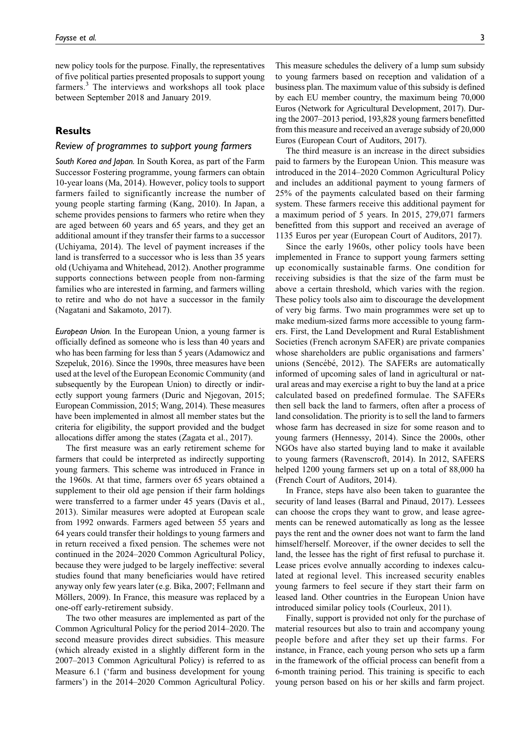new policy tools for the purpose. Finally, the representatives of five political parties presented proposals to support young farmers.[3] The interviews and workshops all took place between September 2018 and January 2019.

## Results

### Review of programmes to support young farmers

*South Korea and Japan.* In South Korea, as part of the Farm Successor Fostering programme, young farmers can obtain 10-year loans (Ma, 2014). However, policy tools to support farmers failed to significantly increase the number of young people starting farming (Kang, 2010). In Japan, a scheme provides pensions to farmers who retire when they are aged between 60 years and 65 years, and they get an additional amount if they transfer their farms to a successor (Uchiyama, 2014). The level of payment increases if the land is transferred to a successor who is less than 35 years old (Uchiyama and Whitehead, 2012). Another programme supports connections between people from non-farming families who are interested in farming, and farmers willing to retire and who do not have a successor in the family (Nagatani and Sakamoto, 2017).

*European Union.* In the European Union, a young farmer is officially defined as someone who is less than 40 years and who has been farming for less than 5 years (Adamowicz and Szepeluk, 2016). Since the 1990s, three measures have been used at the level of the European Economic Community (and subsequently by the European Union) to directly or indirectly support young farmers (Duric and Njegovan, 2015; European Commission, 2015; Wang, 2014). These measures have been implemented in almost all member states but the criteria for eligibility, the support provided and the budget allocations differ among the states (Zagata et al., 2017).

The first measure was an early retirement scheme for farmers that could be interpreted as indirectly supporting young farmers. This scheme was introduced in France in the 1960s. At that time, farmers over 65 years obtained a supplement to their old age pension if their farm holdings were transferred to a farmer under 45 years (Davis et al., 2013). Similar measures were adopted at European scale from 1992 onwards. Farmers aged between 55 years and 64 years could transfer their holdings to young farmers and in return received a fixed pension. The schemes were not continued in the 2024–2020 Common Agricultural Policy, because they were judged to be largely ineffective: several studies found that many beneficiaries would have retired anyway only few years later (e.g. Bika, 2007; Fellmann and Möllers, 2009). In France, this measure was replaced by a one-off early-retirement subsidy.

The two other measures are implemented as part of the Common Agricultural Policy for the period 2014–2020. The second measure provides direct subsidies. This measure (which already existed in a slightly different form in the 2007–2013 Common Agricultural Policy) is referred to as Measure 6.1 ('farm and business development for young farmers') in the 2014–2020 Common Agricultural Policy. This measure schedules the delivery of a lump sum subsidy to young farmers based on reception and validation of a business plan. The maximum value of this subsidy is defined by each EU member country, the maximum being 70,000 Euros (Network for Agricultural Development, 2017). During the 2007–2013 period, 193,828 young farmers benefitted from this measure and received an average subsidy of 20,000 Euros (European Court of Auditors, 2017).

The third measure is an increase in the direct subsidies paid to farmers by the European Union. This measure was introduced in the 2014–2020 Common Agricultural Policy and includes an additional payment to young farmers of 25% of the payments calculated based on their farming system. These farmers receive this additional payment for a maximum period of 5 years. In 2015, 279,071 farmers benefitted from this support and received an average of 1135 Euros per year (European Court of Auditors, 2017).

Since the early 1960s, other policy tools have been implemented in France to support young farmers setting up economically sustainable farms. One condition for receiving subsidies is that the size of the farm must be above a certain threshold, which varies with the region. These policy tools also aim to discourage the development of very big farms. Two main programmes were set up to make medium-sized farms more accessible to young farmers. First, the Land Development and Rural Establishment Societies (French acronym SAFER) are private companies whose shareholders are public organisations and farmers' unions (Sencébé, 2012). The SAFERs are automatically informed of upcoming sales of land in agricultural or natural areas and may exercise a right to buy the land at a price calculated based on predefined formulae. The SAFERs then sell back the land to farmers, often after a process of land consolidation. The priority is to sell the land to farmers whose farm has decreased in size for some reason and to young farmers (Hennessy, 2014). Since the 2000s, other NGOs have also started buying land to make it available to young farmers (Ravenscroft, 2014). In 2012, SAFERS helped 1200 young farmers set up on a total of 88,000 ha (French Court of Auditors, 2014).

In France, steps have also been taken to guarantee the security of land leases (Barral and Pinaud, 2017). Lessees can choose the crops they want to grow, and lease agreements can be renewed automatically as long as the lessee pays the rent and the owner does not want to farm the land himself/herself. Moreover, if the owner decides to sell the land, the lessee has the right of first refusal to purchase it. Lease prices evolve annually according to indexes calculated at regional level. This increased security enables young farmers to feel secure if they start their farm on leased land. Other countries in the European Union have introduced similar policy tools (Courleux, 2011).

Finally, support is provided not only for the purchase of material resources but also to train and accompany young people before and after they set up their farms. For instance, in France, each young person who sets up a farm in the framework of the official process can benefit from a 6-month training period. This training is specific to each young person based on his or her skills and farm project.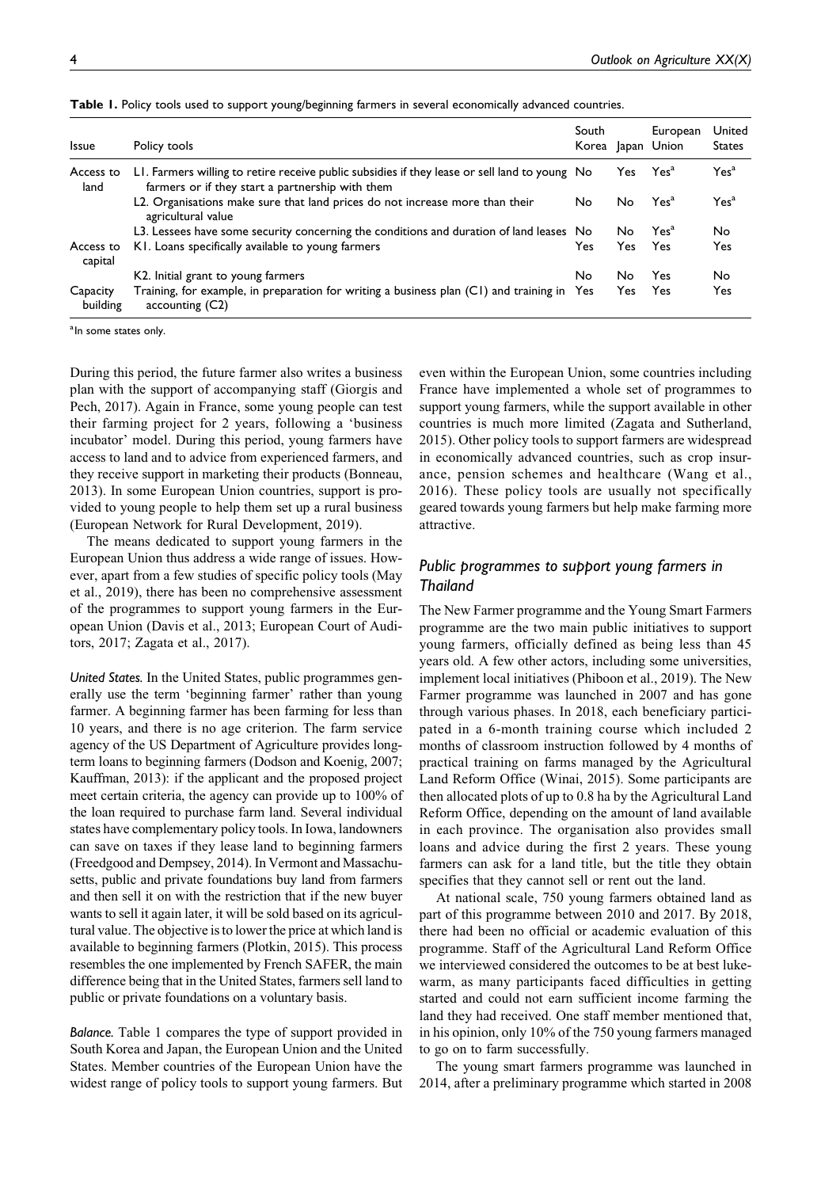**Table 1.** Policy tools used to support young/beginning farmers in several economically advanced countries.

| Issue | Policy tools | South Korea | Japan | European Union | United States |
|---|---|---|---|---|---|
| Access to land | L1. Farmers willing to retire receive public subsidies if they lease or sell land to young farmers or if they start a partnership with them | No | Yes | Yes[a] | Yes[a] |
| | L2. Organisations make sure that land prices do not increase more than their agricultural value | No | No | Yes[a] | Yes[a] |
| | L3. Lessees have some security concerning the conditions and duration of land leases | No | No | Yes[a] | No |
| Access to capital | K1. Loans specifically available to young farmers | Yes | Yes | Yes | Yes |
| | K2. Initial grant to young farmers | No | No | Yes | No |
| Capacity building | Training, for example, in preparation for writing a business plan (C1) and training in accounting (C2) | Yes | Yes | Yes | Yes |

[a]In some states only.

During this period, the future farmer also writes a business plan with the support of accompanying staff (Giorgis and Pech, 2017). Again in France, some young people can test their farming project for 2 years, following a 'business incubator' model. During this period, young farmers have access to land and to advice from experienced farmers, and they receive support in marketing their products (Bonneau, 2013). In some European Union countries, support is provided to young people to help them set up a rural business (European Network for Rural Development, 2019).

The means dedicated to support young farmers in the European Union thus address a wide range of issues. However, apart from a few studies of specific policy tools (May et al., 2019), there has been no comprehensive assessment of the programmes to support young farmers in the European Union (Davis et al., 2013; European Court of Auditors, 2017; Zagata et al., 2017).

*United States.* In the United States, public programmes generally use the term 'beginning farmer' rather than young farmer. A beginning farmer has been farming for less than 10 years, and there is no age criterion. The farm service agency of the US Department of Agriculture provides long-term loans to beginning farmers (Dodson and Koenig, 2007; Kauffman, 2013): if the applicant and the proposed project meet certain criteria, the agency can provide up to 100% of the loan required to purchase farm land. Several individual states have complementary policy tools. In Iowa, landowners can save on taxes if they lease land to beginning farmers (Freedgood and Dempsey, 2014). In Vermont and Massachusetts, public and private foundations buy land from farmers and then sell it on with the restriction that if the new buyer wants to sell it again later, it will be sold based on its agricultural value. The objective is to lower the price at which land is available to beginning farmers (Plotkin, 2015). This process resembles the one implemented by French SAFER, the main difference being that in the United States, farmers sell land to public or private foundations on a voluntary basis.

*Balance.* Table 1 compares the type of support provided in South Korea and Japan, the European Union and the United States. Member countries of the European Union have the widest range of policy tools to support young farmers. But even within the European Union, some countries including France have implemented a whole set of programmes to support young farmers, while the support available in other countries is much more limited (Zagata and Sutherland, 2015). Other policy tools to support farmers are widespread in economically advanced countries, such as crop insurance, pension schemes and healthcare (Wang et al., 2016). These policy tools are usually not specifically geared towards young farmers but help make farming more attractive.

## Public programmes to support young farmers in Thailand

The New Farmer programme and the Young Smart Farmers programme are the two main public initiatives to support young farmers, officially defined as being less than 45 years old. A few other actors, including some universities, implement local initiatives (Phiboon et al., 2019). The New Farmer programme was launched in 2007 and has gone through various phases. In 2018, each beneficiary participated in a 6-month training course which included 2 months of classroom instruction followed by 4 months of practical training on farms managed by the Agricultural Land Reform Office (Winai, 2015). Some participants are then allocated plots of up to 0.8 ha by the Agricultural Land Reform Office, depending on the amount of land available in each province. The organisation also provides small loans and advice during the first 2 years. These young farmers can ask for a land title, but the title they obtain specifies that they cannot sell or rent out the land.

At national scale, 750 young farmers obtained land as part of this programme between 2010 and 2017. By 2018, there had been no official or academic evaluation of this programme. Staff of the Agricultural Land Reform Office we interviewed considered the outcomes to be at best lukewarm, as many participants faced difficulties in getting started and could not earn sufficient income farming the land they had received. One staff member mentioned that, in his opinion, only 10% of the 750 young farmers managed to go on to farm successfully.

The young smart farmers programme was launched in 2014, after a preliminary programme which started in 2008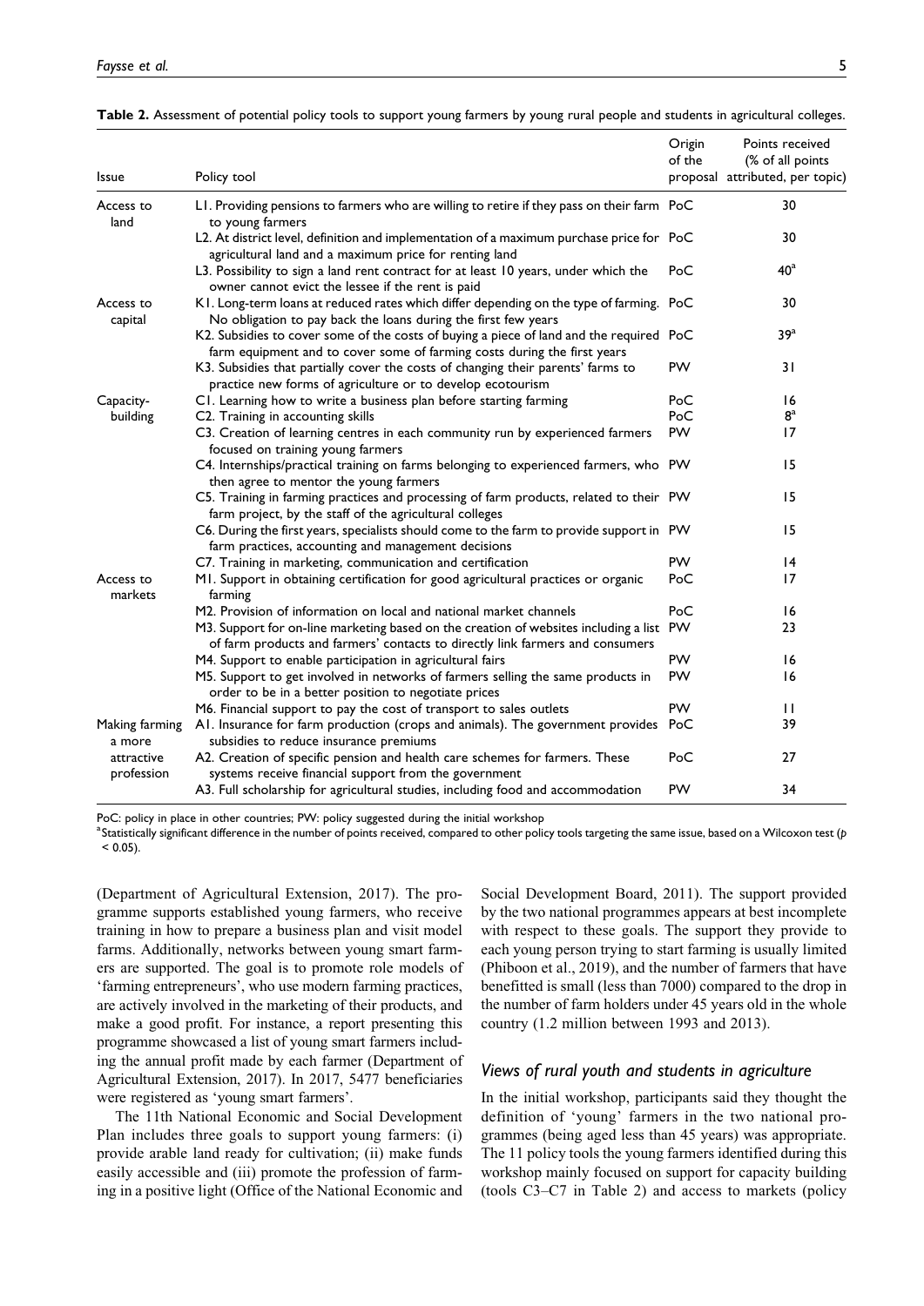**Table 2.** Assessment of potential policy tools to support young farmers by young rural people and students in agricultural colleges.

| Issue | Policy tool | Origin of the proposal | Points received (% of all points attributed, per topic) |
|---|---|---|---|
| Access to land | L1. Providing pensions to farmers who are willing to retire if they pass on their farm to young farmers | PoC | 30 |
| | L2. At district level, definition and implementation of a maximum purchase price for agricultural land and a maximum price for renting land | PoC | 30 |
| | L3. Possibility to sign a land rent contract for at least 10 years, under which the owner cannot evict the lessee if the rent is paid | PoC | 40[a] |
| Access to capital | K1. Long-term loans at reduced rates which differ depending on the type of farming. No obligation to pay back the loans during the first few years | PoC | 30 |
| | K2. Subsidies to cover some of the costs of buying a piece of land and the required farm equipment and to cover some of farming costs during the first years | PoC | 39[a] |
| | K3. Subsidies that partially cover the costs of changing their parents' farms to practice new forms of agriculture or to develop ecotourism | PW | 31 |
| Capacity-building | C1. Learning how to write a business plan before starting farming | PoC | 16 |
| | C2. Training in accounting skills | PoC | 8[a] |
| | C3. Creation of learning centres in each community run by experienced farmers focused on training young farmers | PW | 17 |
| | C4. Internships/practical training on farms belonging to experienced farmers, who then agree to mentor the young farmers | PW | 15 |
| | C5. Training in farming practices and processing of farm products, related to their farm project, by the staff of the agricultural colleges | PW | 15 |
| | C6. During the first years, specialists should come to the farm to provide support in farm practices, accounting and management decisions | PW | 15 |
| | C7. Training in marketing, communication and certification | PW | 14 |
| Access to markets | M1. Support in obtaining certification for good agricultural practices or organic farming | PoC | 17 |
| | M2. Provision of information on local and national market channels | PoC | 16 |
| | M3. Support for on-line marketing based on the creation of websites including a list of farm products and farmers' contacts to directly link farmers and consumers | PW | 23 |
| | M4. Support to enable participation in agricultural fairs | PW | 16 |
| | M5. Support to get involved in networks of farmers selling the same products in order to be in a better position to negotiate prices | PW | 16 |
| | M6. Financial support to pay the cost of transport to sales outlets | PW | 11 |
| Making farming a more attractive profession | A1. Insurance for farm production (crops and animals). The government provides subsidies to reduce insurance premiums | PoC | 39 |
| | A2. Creation of specific pension and health care schemes for farmers. These systems receive financial support from the government | PoC | 27 |
| | A3. Full scholarship for agricultural studies, including food and accommodation | PW | 34 |

PoC: policy in place in other countries; PW: policy suggested during the initial workshop
[a]Statistically significant difference in the number of points received, compared to other policy tools targeting the same issue, based on a Wilcoxon test ($p < 0.05$).

(Department of Agricultural Extension, 2017). The programme supports established young farmers, who receive training in how to prepare a business plan and visit model farms. Additionally, networks between young smart farmers are supported. The goal is to promote role models of 'farming entrepreneurs', who use modern farming practices, are actively involved in the marketing of their products, and make a good profit. For instance, a report presenting this programme showcased a list of young smart farmers including the annual profit made by each farmer (Department of Agricultural Extension, 2017). In 2017, 5477 beneficiaries were registered as 'young smart farmers'.

The 11th National Economic and Social Development Plan includes three goals to support young farmers: (i) provide arable land ready for cultivation; (ii) make funds easily accessible and (iii) promote the profession of farming in a positive light (Office of the National Economic and Social Development Board, 2011). The support provided by the two national programmes appears at best incomplete with respect to these goals. The support they provide to each young person trying to start farming is usually limited (Phiboon et al., 2019), and the number of farmers that have benefitted is small (less than 7000) compared to the drop in the number of farm holders under 45 years old in the whole country (1.2 million between 1993 and 2013).

### Views of rural youth and students in agriculture

In the initial workshop, participants said they thought the definition of 'young' farmers in the two national programmes (being aged less than 45 years) was appropriate. The 11 policy tools the young farmers identified during this workshop mainly focused on support for capacity building (tools C3–C7 in Table 2) and access to markets (policy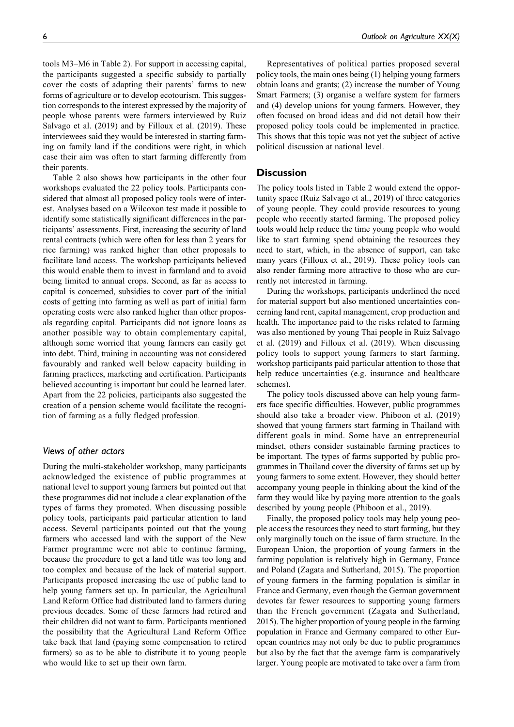tools M3–M6 in Table 2). For support in accessing capital, the participants suggested a specific subsidy to partially cover the costs of adapting their parents' farms to new forms of agriculture or to develop ecotourism. This suggestion corresponds to the interest expressed by the majority of people whose parents were farmers interviewed by Ruiz Salvago et al. (2019) and by Filloux et al. (2019). These interviewees said they would be interested in starting farming on family land if the conditions were right, in which case their aim was often to start farming differently from their parents.

Table 2 also shows how participants in the other four workshops evaluated the 22 policy tools. Participants considered that almost all proposed policy tools were of interest. Analyses based on a Wilcoxon test made it possible to identify some statistically significant differences in the participants' assessments. First, increasing the security of land rental contracts (which were often for less than 2 years for rice farming) was ranked higher than other proposals to facilitate land access. The workshop participants believed this would enable them to invest in farmland and to avoid being limited to annual crops. Second, as far as access to capital is concerned, subsidies to cover part of the initial costs of getting into farming as well as part of initial farm operating costs were also ranked higher than other proposals regarding capital. Participants did not ignore loans as another possible way to obtain complementary capital, although some worried that young farmers can easily get into debt. Third, training in accounting was not considered favourably and ranked well below capacity building in farming practices, marketing and certification. Participants believed accounting is important but could be learned later. Apart from the 22 policies, participants also suggested the creation of a pension scheme would facilitate the recognition of farming as a fully fledged profession.

### *Views of other actors*

During the multi-stakeholder workshop, many participants acknowledged the existence of public programmes at national level to support young farmers but pointed out that these programmes did not include a clear explanation of the types of farms they promoted. When discussing possible policy tools, participants paid particular attention to land access. Several participants pointed out that the young farmers who accessed land with the support of the New Farmer programme were not able to continue farming, because the procedure to get a land title was too long and too complex and because of the lack of material support. Participants proposed increasing the use of public land to help young farmers set up. In particular, the Agricultural Land Reform Office had distributed land to farmers during previous decades. Some of these farmers had retired and their children did not want to farm. Participants mentioned the possibility that the Agricultural Land Reform Office take back that land (paying some compensation to retired farmers) so as to be able to distribute it to young people who would like to set up their own farm.

Representatives of political parties proposed several policy tools, the main ones being (1) helping young farmers obtain loans and grants; (2) increase the number of Young Smart Farmers; (3) organise a welfare system for farmers and (4) develop unions for young farmers. However, they often focused on broad ideas and did not detail how their proposed policy tools could be implemented in practice. This shows that this topic was not yet the subject of active political discussion at national level.

## Discussion

The policy tools listed in Table 2 would extend the opportunity space (Ruiz Salvago et al., 2019) of three categories of young people. They could provide resources to young people who recently started farming. The proposed policy tools would help reduce the time young people who would like to start farming spend obtaining the resources they need to start, which, in the absence of support, can take many years (Filloux et al., 2019). These policy tools can also render farming more attractive to those who are currently not interested in farming.

During the workshops, participants underlined the need for material support but also mentioned uncertainties concerning land rent, capital management, crop production and health. The importance paid to the risks related to farming was also mentioned by young Thai people in Ruiz Salvago et al. (2019) and Filloux et al. (2019). When discussing policy tools to support young farmers to start farming, workshop participants paid particular attention to those that help reduce uncertainties (e.g. insurance and healthcare schemes).

The policy tools discussed above can help young farmers face specific difficulties. However, public programmes should also take a broader view. Phiboon et al. (2019) showed that young farmers start farming in Thailand with different goals in mind. Some have an entrepreneurial mindset, others consider sustainable farming practices to be important. The types of farms supported by public programmes in Thailand cover the diversity of farms set up by young farmers to some extent. However, they should better accompany young people in thinking about the kind of the farm they would like by paying more attention to the goals described by young people (Phiboon et al., 2019).

Finally, the proposed policy tools may help young people access the resources they need to start farming, but they only marginally touch on the issue of farm structure. In the European Union, the proportion of young farmers in the farming population is relatively high in Germany, France and Poland (Zagata and Sutherland, 2015). The proportion of young farmers in the farming population is similar in France and Germany, even though the German government devotes far fewer resources to supporting young farmers than the French government (Zagata and Sutherland, 2015). The higher proportion of young people in the farming population in France and Germany compared to other European countries may not only be due to public programmes but also by the fact that the average farm is comparatively larger. Young people are motivated to take over a farm from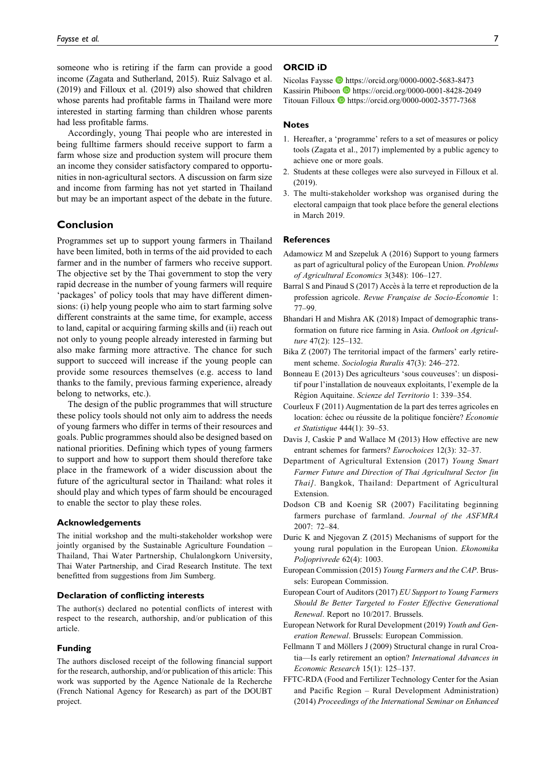someone who is retiring if the farm can provide a good income (Zagata and Sutherland, 2015). Ruiz Salvago et al. (2019) and Filloux et al. (2019) also showed that children whose parents had profitable farms in Thailand were more interested in starting farming than children whose parents had less profitable farms.

Accordingly, young Thai people who are interested in being fulltime farmers should receive support to farm a farm whose size and production system will procure them an income they consider satisfactory compared to opportunities in non-agricultural sectors. A discussion on farm size and income from farming has not yet started in Thailand but may be an important aspect of the debate in the future.

## Conclusion

Programmes set up to support young farmers in Thailand have been limited, both in terms of the aid provided to each farmer and in the number of farmers who receive support. The objective set by the Thai government to stop the very rapid decrease in the number of young farmers will require 'packages' of policy tools that may have different dimensions: (i) help young people who aim to start farming solve different constraints at the same time, for example, access to land, capital or acquiring farming skills and (ii) reach out not only to young people already interested in farming but also make farming more attractive. The chance for such support to succeed will increase if the young people can provide some resources themselves (e.g. access to land thanks to the family, previous farming experience, already belong to networks, etc.).

The design of the public programmes that will structure these policy tools should not only aim to address the needs of young farmers who differ in terms of their resources and goals. Public programmes should also be designed based on national priorities. Defining which types of young farmers to support and how to support them should therefore take place in the framework of a wider discussion about the future of the agricultural sector in Thailand: what roles it should play and which types of farm should be encouraged to enable the sector to play these roles.

### Acknowledgements

The initial workshop and the multi-stakeholder workshop were jointly organised by the Sustainable Agriculture Foundation – Thailand, Thai Water Partnership, Chulalongkorn University, Thai Water Partnership, and Cirad Research Institute. The text benefitted from suggestions from Jim Sumberg.

### Declaration of conflicting interests

The author(s) declared no potential conflicts of interest with respect to the research, authorship, and/or publication of this article.

### Funding

The authors disclosed receipt of the following financial support for the research, authorship, and/or publication of this article: This work was supported by the Agence Nationale de la Recherche (French National Agency for Research) as part of the DOUBT project.

### ORCID iD

Nicolas Faysse https://orcid.org/0000-0002-5683-8473
Kassirin Phiboon https://orcid.org/0000-0001-8428-2049
Titouan Filloux https://orcid.org/0000-0002-3577-7368

### Notes

1. Hereafter, a 'programme' refers to a set of measures or policy tools (Zagata et al., 2017) implemented by a public agency to achieve one or more goals.
2. Students at these colleges were also surveyed in Filloux et al. (2019).
3. The multi-stakeholder workshop was organised during the electoral campaign that took place before the general elections in March 2019.

### References

Adamowicz M and Szepeluk A (2016) Support to young farmers as part of agricultural policy of the European Union. *Problems of Agricultural Economics* 3(348): 106–127.

Barral S and Pinaud S (2017) Accès à la terre et reproduction de la profession agricole. *Revue Française de Socio-Économie* 1: 77–99.

Bhandari H and Mishra AK (2018) Impact of demographic transformation on future rice farming in Asia. *Outlook on Agriculture* 47(2): 125–132.

Bika Z (2007) The territorial impact of the farmers' early retirement scheme. *Sociologia Ruralis* 47(3): 246–272.

Bonneau E (2013) Des agriculteurs 'sous couveuses': un dispositif pour l'installation de nouveaux exploitants, l'exemple de la Région Aquitaine. *Scienze del Territorio* 1: 339–354.

Courleux F (2011) Augmentation de la part des terres agricoles en location: échec ou réussite de la politique foncière? *Économie et Statistique* 444(1): 39–53.

Davis J, Caskie P and Wallace M (2013) How effective are new entrant schemes for farmers? *Eurochoices* 12(3): 32–37.

Department of Agricultural Extension (2017) *Young Smart Farmer Future and Direction of Thai Agricultural Sector [in Thai]*. Bangkok, Thailand: Department of Agricultural Extension.

Dodson CB and Koenig SR (2007) Facilitating beginning farmers purchase of farmland. *Journal of the ASFMRA* 2007: 72–84.

Duric K and Njegovan Z (2015) Mechanisms of support for the young rural population in the European Union. *Ekonomika Poljoprivrede* 62(4): 1003.

European Commission (2015) *Young Farmers and the CAP*. Brussels: European Commission.

European Court of Auditors (2017) *EU Support to Young Farmers Should Be Better Targeted to Foster Effective Generational Renewal*. Report no 10/2017. Brussels.

European Network for Rural Development (2019) *Youth and Generation Renewal*. Brussels: European Commission.

Fellmann T and Möllers J (2009) Structural change in rural Croatia—Is early retirement an option? *International Advances in Economic Research* 15(1): 125–137.

FFTC-RDA (Food and Fertilizer Technology Center for the Asian and Pacific Region – Rural Development Administration) (2014) *Proceedings of the International Seminar on Enhanced*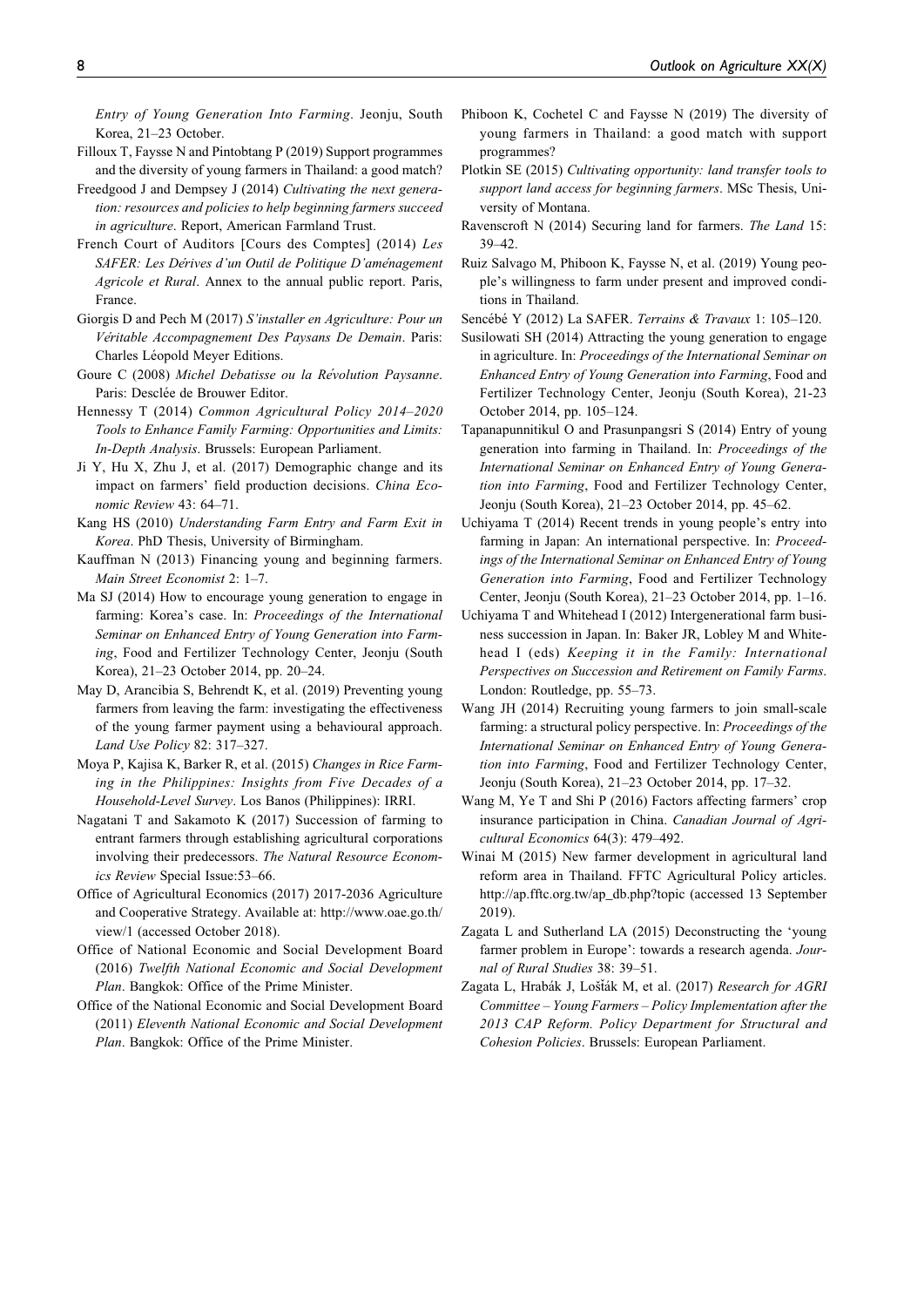*Entry of Young Generation Into Farming*. Jeonju, South Korea, 21–23 October.

Filloux T, Faysse N and Pintobtang P (2019) Support programmes and the diversity of young farmers in Thailand: a good match?

Freedgood J and Dempsey J (2014) *Cultivating the next generation: resources and policies to help beginning farmers succeed in agriculture*. Report, American Farmland Trust.

French Court of Auditors [Cours des Comptes] (2014) *Les SAFER: Les Dérives d'un Outil de Politique D'aménagement Agricole et Rural*. Annex to the annual public report. Paris, France.

Giorgis D and Pech M (2017) *S'installer en Agriculture: Pour un Véritable Accompagnement Des Paysans De Demain*. Paris: Charles Léopold Meyer Editions.

Goure C (2008) *Michel Debatisse ou la Révolution Paysanne*. Paris: Desclée de Brouwer Editor.

Hennessy T (2014) *Common Agricultural Policy 2014–2020 Tools to Enhance Family Farming: Opportunities and Limits: In-Depth Analysis*. Brussels: European Parliament.

Ji Y, Hu X, Zhu J, et al. (2017) Demographic change and its impact on farmers' field production decisions. *China Economic Review* 43: 64–71.

Kang HS (2010) *Understanding Farm Entry and Farm Exit in Korea*. PhD Thesis, University of Birmingham.

Kauffman N (2013) Financing young and beginning farmers. *Main Street Economist* 2: 1–7.

Ma SJ (2014) How to encourage young generation to engage in farming: Korea's case. In: *Proceedings of the International Seminar on Enhanced Entry of Young Generation into Farming*, Food and Fertilizer Technology Center, Jeonju (South Korea), 21–23 October 2014, pp. 20–24.

May D, Arancibia S, Behrendt K, et al. (2019) Preventing young farmers from leaving the farm: investigating the effectiveness of the young farmer payment using a behavioural approach. *Land Use Policy* 82: 317–327.

Moya P, Kajisa K, Barker R, et al. (2015) *Changes in Rice Farming in the Philippines: Insights from Five Decades of a Household-Level Survey*. Los Banos (Philippines): IRRI.

Nagatani T and Sakamoto K (2017) Succession of farming to entrant farmers through establishing agricultural corporations involving their predecessors. *The Natural Resource Economics Review* Special Issue:53–66.

Office of Agricultural Economics (2017) 2017-2036 Agriculture and Cooperative Strategy. Available at: http://www.oae.go.th/view/1 (accessed October 2018).

Office of National Economic and Social Development Board (2016) *Twelfth National Economic and Social Development Plan*. Bangkok: Office of the Prime Minister.

Office of the National Economic and Social Development Board (2011) *Eleventh National Economic and Social Development Plan*. Bangkok: Office of the Prime Minister.

Phiboon K, Cochetel C and Faysse N (2019) The diversity of young farmers in Thailand: a good match with support programmes?

Plotkin SE (2015) *Cultivating opportunity: land transfer tools to support land access for beginning farmers*. MSc Thesis, University of Montana.

Ravenscroft N (2014) Securing land for farmers. *The Land* 15: 39–42.

Ruiz Salvago M, Phiboon K, Faysse N, et al. (2019) Young people's willingness to farm under present and improved conditions in Thailand.

Sencébé Y (2012) La SAFER. *Terrains & Travaux* 1: 105–120.

Susilowati SH (2014) Attracting the young generation to engage in agriculture. In: *Proceedings of the International Seminar on Enhanced Entry of Young Generation into Farming*, Food and Fertilizer Technology Center, Jeonju (South Korea), 21-23 October 2014, pp. 105–124.

Tapanapunnitikul O and Prasunpangsri S (2014) Entry of young generation into farming in Thailand. In: *Proceedings of the International Seminar on Enhanced Entry of Young Generation into Farming*, Food and Fertilizer Technology Center, Jeonju (South Korea), 21–23 October 2014, pp. 45–62.

Uchiyama T (2014) Recent trends in young people's entry into farming in Japan: An international perspective. In: *Proceedings of the International Seminar on Enhanced Entry of Young Generation into Farming*, Food and Fertilizer Technology Center, Jeonju (South Korea), 21–23 October 2014, pp. 1–16.

Uchiyama T and Whitehead I (2012) Intergenerational farm business succession in Japan. In: Baker JR, Lobley M and Whitehead I (eds) *Keeping it in the Family: International Perspectives on Succession and Retirement on Family Farms*. London: Routledge, pp. 55–73.

Wang JH (2014) Recruiting young farmers to join small-scale farming: a structural policy perspective. In: *Proceedings of the International Seminar on Enhanced Entry of Young Generation into Farming*, Food and Fertilizer Technology Center, Jeonju (South Korea), 21–23 October 2014, pp. 17–32.

Wang M, Ye T and Shi P (2016) Factors affecting farmers' crop insurance participation in China. *Canadian Journal of Agricultural Economics* 64(3): 479–492.

Winai M (2015) New farmer development in agricultural land reform area in Thailand. FFTC Agricultural Policy articles. http://ap.fftc.org.tw/ap_db.php?topic (accessed 13 September 2019).

Zagata L and Sutherland LA (2015) Deconstructing the 'young farmer problem in Europe': towards a research agenda. *Journal of Rural Studies* 38: 39–51.

Zagata L, Hrabák J, Lošťák M, et al. (2017) *Research for AGRI Committee – Young Farmers – Policy Implementation after the 2013 CAP Reform. Policy Department for Structural and Cohesion Policies*. Brussels: European Parliament.